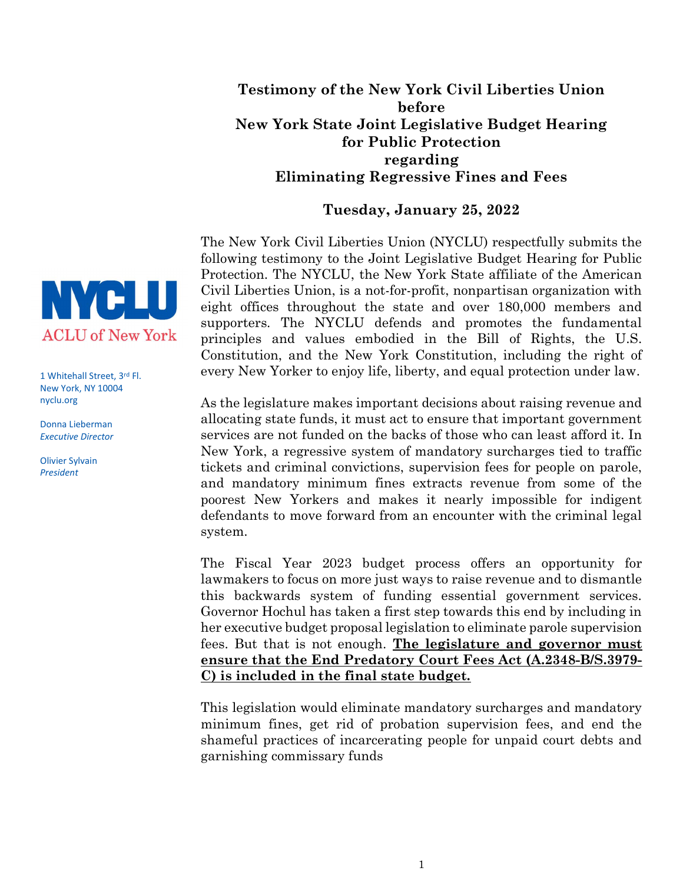**Testimony of the New York Civil Liberties Union before New York State Joint Legislative Budget Hearing for Public Protection regarding Eliminating Regressive Fines and Fees**

**Tuesday, January 25, 2022**

NYCLU
ACLU of New York

1 Whitehall Street, 3rd Fl.
New York, NY 10004
nyclu.org

Donna Lieberman
*Executive Director*

Olivier Sylvain
*President*

The New York Civil Liberties Union (NYCLU) respectfully submits the following testimony to the Joint Legislative Budget Hearing for Public Protection. The NYCLU, the New York State affiliate of the American Civil Liberties Union, is a not-for-profit, nonpartisan organization with eight offices throughout the state and over 180,000 members and supporters. The NYCLU defends and promotes the fundamental principles and values embodied in the Bill of Rights, the U.S. Constitution, and the New York Constitution, including the right of every New Yorker to enjoy life, liberty, and equal protection under law.

As the legislature makes important decisions about raising revenue and allocating state funds, it must act to ensure that important government services are not funded on the backs of those who can least afford it. In New York, a regressive system of mandatory surcharges tied to traffic tickets and criminal convictions, supervision fees for people on parole, and mandatory minimum fines extracts revenue from some of the poorest New Yorkers and makes it nearly impossible for indigent defendants to move forward from an encounter with the criminal legal system.

The Fiscal Year 2023 budget process offers an opportunity for lawmakers to focus on more just ways to raise revenue and to dismantle this backwards system of funding essential government services. Governor Hochul has taken a first step towards this end by including in her executive budget proposal legislation to eliminate parole supervision fees. But that is not enough. **<u>The legislature and governor must ensure that the End Predatory Court Fees Act (A.2348-B/S.3979-C) is included in the final state budget.</u>**

This legislation would eliminate mandatory surcharges and mandatory minimum fines, get rid of probation supervision fees, and end the shameful practices of incarcerating people for unpaid court debts and garnishing commissary funds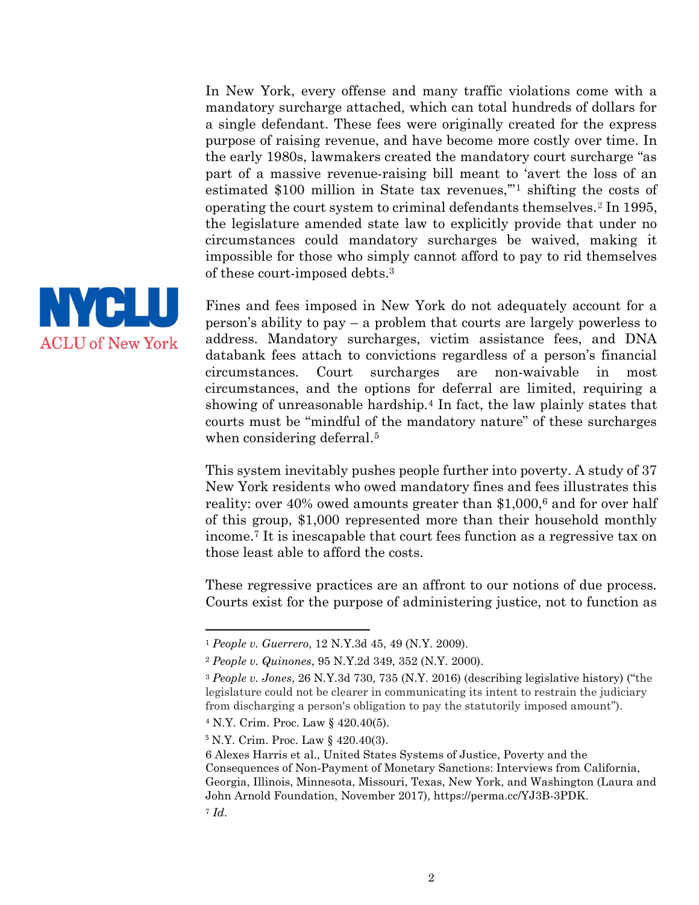In New York, every offense and many traffic violations come with a mandatory surcharge attached, which can total hundreds of dollars for a single defendant. These fees were originally created for the express purpose of raising revenue, and have become more costly over time. In the early 1980s, lawmakers created the mandatory court surcharge "as part of a massive revenue-raising bill meant to 'avert the loss of an estimated $100 million in State tax revenues,'"[1] shifting the costs of operating the court system to criminal defendants themselves.[2] In 1995, the legislature amended state law to explicitly provide that under no circumstances could mandatory surcharges be waived, making it impossible for those who simply cannot afford to pay to rid themselves of these court-imposed debts.[3]

Fines and fees imposed in New York do not adequately account for a person's ability to pay – a problem that courts are largely powerless to address. Mandatory surcharges, victim assistance fees, and DNA databank fees attach to convictions regardless of a person's financial circumstances. Court surcharges are non-waivable in most circumstances, and the options for deferral are limited, requiring a showing of unreasonable hardship.[4] In fact, the law plainly states that courts must be "mindful of the mandatory nature" of these surcharges when considering deferral.[5]

This system inevitably pushes people further into poverty. A study of 37 New York residents who owed mandatory fines and fees illustrates this reality: over 40% owed amounts greater than $1,000,[6] and for over half of this group, $1,000 represented more than their household monthly income.[7] It is inescapable that court fees function as a regressive tax on those least able to afford the costs.

These regressive practices are an affront to our notions of due process. Courts exist for the purpose of administering justice, not to function as

---

[1] *People v. Guerrero*, 12 N.Y.3d 45, 49 (N.Y. 2009).

[2] *People v. Quinones*, 95 N.Y.2d 349, 352 (N.Y. 2000).

[3] *People v. Jones*, 26 N.Y.3d 730, 735 (N.Y. 2016) (describing legislative history) ("the legislature could not be clearer in communicating its intent to restrain the judiciary from discharging a person's obligation to pay the statutorily imposed amount").

[4] N.Y. Crim. Proc. Law § 420.40(5).

[5] N.Y. Crim. Proc. Law § 420.40(3).

[6] Alexes Harris et al., United States Systems of Justice, Poverty and the Consequences of Non-Payment of Monetary Sanctions: Interviews from California, Georgia, Illinois, Minnesota, Missouri, Texas, New York, and Washington (Laura and John Arnold Foundation, November 2017), https://perma.cc/YJ3B-3PDK.

[7] *Id.*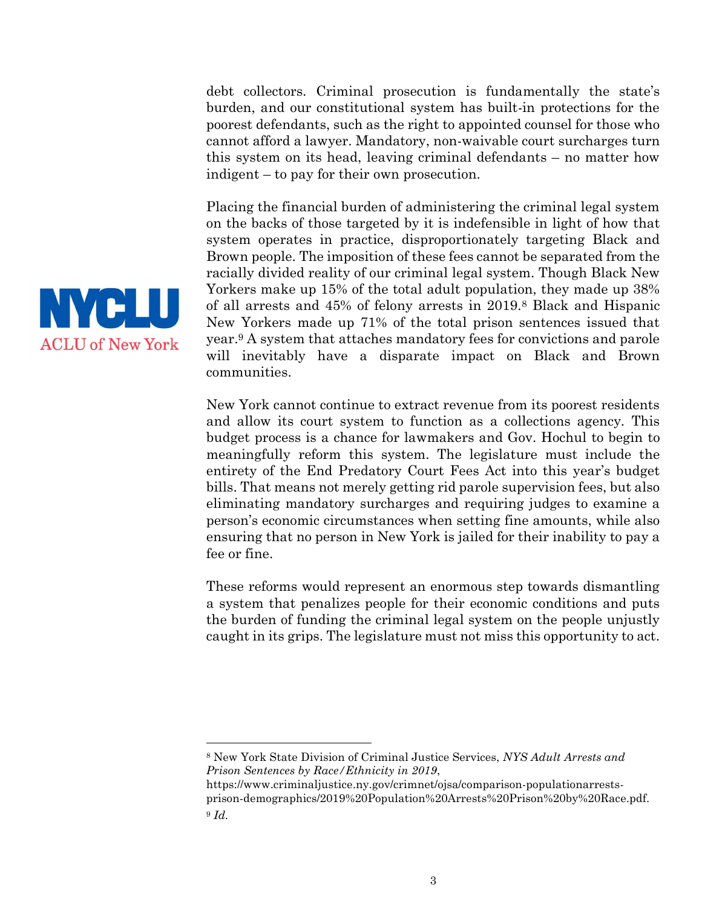debt collectors. Criminal prosecution is fundamentally the state's burden, and our constitutional system has built-in protections for the poorest defendants, such as the right to appointed counsel for those who cannot afford a lawyer. Mandatory, non-waivable court surcharges turn this system on its head, leaving criminal defendants – no matter how indigent – to pay for their own prosecution.

Placing the financial burden of administering the criminal legal system on the backs of those targeted by it is indefensible in light of how that system operates in practice, disproportionately targeting Black and Brown people. The imposition of these fees cannot be separated from the racially divided reality of our criminal legal system. Though Black New Yorkers make up 15% of the total adult population, they made up 38% of all arrests and 45% of felony arrests in 2019.[8] Black and Hispanic New Yorkers made up 71% of the total prison sentences issued that year.[9] A system that attaches mandatory fees for convictions and parole will inevitably have a disparate impact on Black and Brown communities.

New York cannot continue to extract revenue from its poorest residents and allow its court system to function as a collections agency. This budget process is a chance for lawmakers and Gov. Hochul to begin to meaningfully reform this system. The legislature must include the entirety of the End Predatory Court Fees Act into this year's budget bills. That means not merely getting rid parole supervision fees, but also eliminating mandatory surcharges and requiring judges to examine a person's economic circumstances when setting fine amounts, while also ensuring that no person in New York is jailed for their inability to pay a fee or fine.

These reforms would represent an enormous step towards dismantling a system that penalizes people for their economic conditions and puts the burden of funding the criminal legal system on the people unjustly caught in its grips. The legislature must not miss this opportunity to act.

---

[8] New York State Division of Criminal Justice Services, *NYS Adult Arrests and Prison Sentences by Race/Ethnicity in 2019*, https://www.criminaljustice.ny.gov/crimnet/ojsa/comparison-populationarrests-prison-demographics/2019%20Population%20Arrests%20Prison%20by%20Race.pdf.

[9] *Id.*